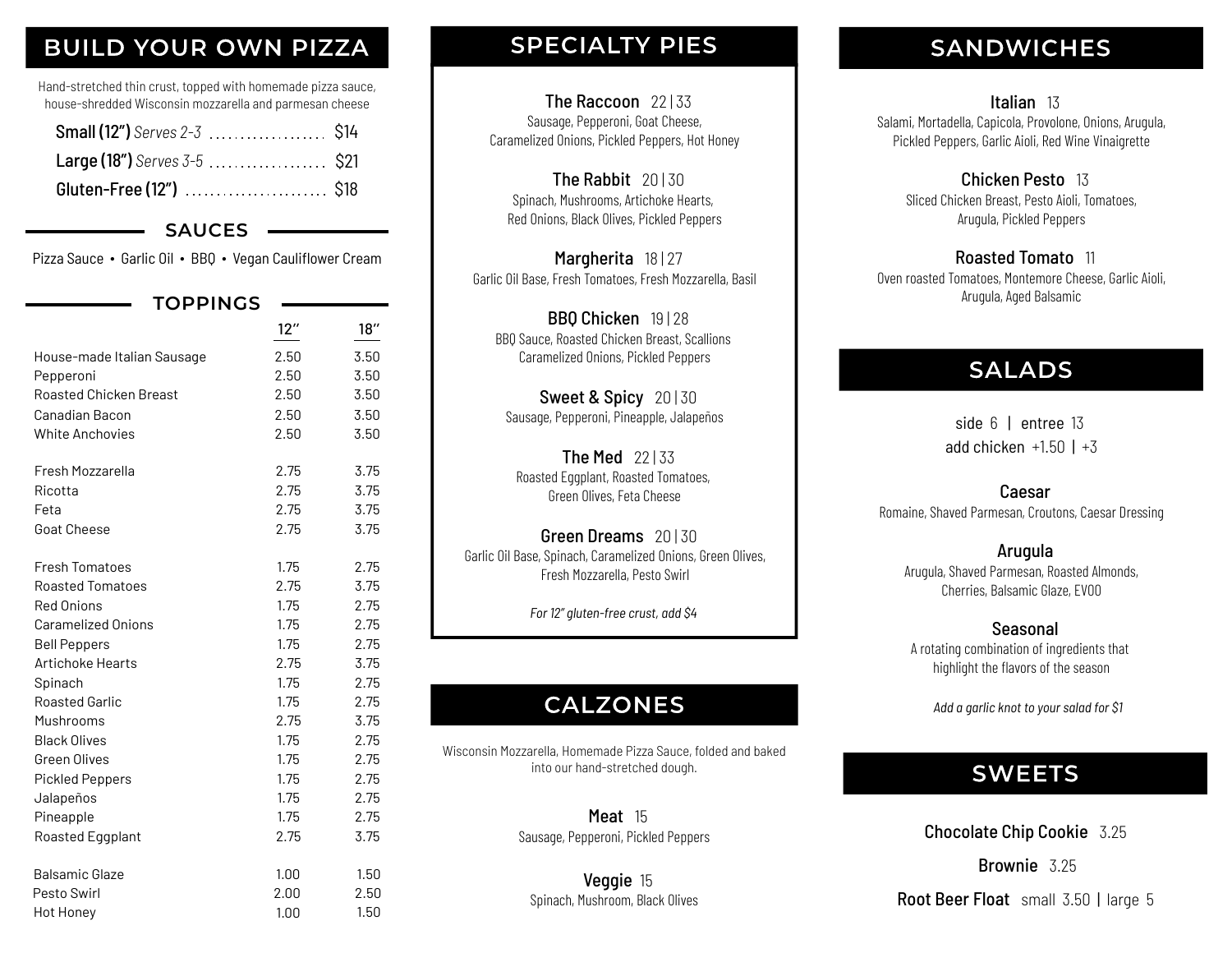## BUILD YOUR OWN PIZZA

Hand-stretched thin crust, topped with homemade pizza sauce, house-shredded Wisconsin mozzarella and parmesan cheese

**Small (12")** *Serves 2-3* .................. $14

**Large (18")** *Serves 3-5* .................. $21

**Gluten-Free (12")** ...................... $18

### SAUCES

Pizza Sauce • Garlic Oil • BBQ • Vegan Cauliflower Cream

### TOPPINGS

| | 12" | 18" |
|---|---|---|
| House-made Italian Sausage | 2.50 | 3.50 |
| Pepperoni | 2.50 | 3.50 |
| Roasted Chicken Breast | 2.50 | 3.50 |
| Canadian Bacon | 2.50 | 3.50 |
| White Anchovies | 2.50 | 3.50 |
| Fresh Mozzarella | 2.75 | 3.75 |
| Ricotta | 2.75 | 3.75 |
| Feta | 2.75 | 3.75 |
| Goat Cheese | 2.75 | 3.75 |
| Fresh Tomatoes | 1.75 | 2.75 |
| Roasted Tomatoes | 2.75 | 3.75 |
| Red Onions | 1.75 | 2.75 |
| Caramelized Onions | 1.75 | 2.75 |
| Bell Peppers | 1.75 | 2.75 |
| Artichoke Hearts | 2.75 | 3.75 |
| Spinach | 1.75 | 2.75 |
| Roasted Garlic | 1.75 | 2.75 |
| Mushrooms | 2.75 | 3.75 |
| Black Olives | 1.75 | 2.75 |
| Green Olives | 1.75 | 2.75 |
| Pickled Peppers | 1.75 | 2.75 |
| Jalapeños | 1.75 | 2.75 |
| Pineapple | 1.75 | 2.75 |
| Roasted Eggplant | 2.75 | 3.75 |
| Balsamic Glaze | 1.00 | 1.50 |
| Pesto Swirl | 2.00 | 2.50 |
| Hot Honey | 1.00 | 1.50 |

## SPECIALTY PIES

**The Raccoon** 22 | 33
Sausage, Pepperoni, Goat Cheese, Caramelized Onions, Pickled Peppers, Hot Honey

**The Rabbit** 20 | 30
Spinach, Mushrooms, Artichoke Hearts, Red Onions, Black Olives, Pickled Peppers

**Margherita** 18 | 27
Garlic Oil Base, Fresh Tomatoes, Fresh Mozzarella, Basil

**BBQ Chicken** 19 | 28
BBQ Sauce, Roasted Chicken Breast, Scallions Caramelized Onions, Pickled Peppers

**Sweet & Spicy** 20 | 30
Sausage, Pepperoni, Pineapple, Jalapeños

**The Med** 22 | 33
Roasted Eggplant, Roasted Tomatoes, Green Olives, Feta Cheese

**Green Dreams** 20 | 30
Garlic Oil Base, Spinach, Caramelized Onions, Green Olives, Fresh Mozzarella, Pesto Swirl

*For 12" gluten-free crust, add $4*

## CALZONES

Wisconsin Mozzarella, Homemade Pizza Sauce, folded and baked into our hand-stretched dough.

**Meat** 15
Sausage, Pepperoni, Pickled Peppers

**Veggie** 15
Spinach, Mushroom, Black Olives

## SANDWICHES

**Italian** 13
Salami, Mortadella, Capicola, Provolone, Onions, Arugula, Pickled Peppers, Garlic Aioli, Red Wine Vinaigrette

**Chicken Pesto** 13
Sliced Chicken Breast, Pesto Aioli, Tomatoes, Arugula, Pickled Peppers

**Roasted Tomato** 11
Oven roasted Tomatoes, Montemore Cheese, Garlic Aioli, Arugula, Aged Balsamic

## SALADS

side 6 | entree 13
add chicken +1.50 | +3

**Caesar**
Romaine, Shaved Parmesan, Croutons, Caesar Dressing

**Arugula**
Arugula, Shaved Parmesan, Roasted Almonds, Cherries, Balsamic Glaze, EVOO

**Seasonal**
A rotating combination of ingredients that highlight the flavors of the season

*Add a garlic knot to your salad for $1*

## SWEETS

**Chocolate Chip Cookie** 3.25

**Brownie** 3.25

**Root Beer Float** small 3.50 | large 5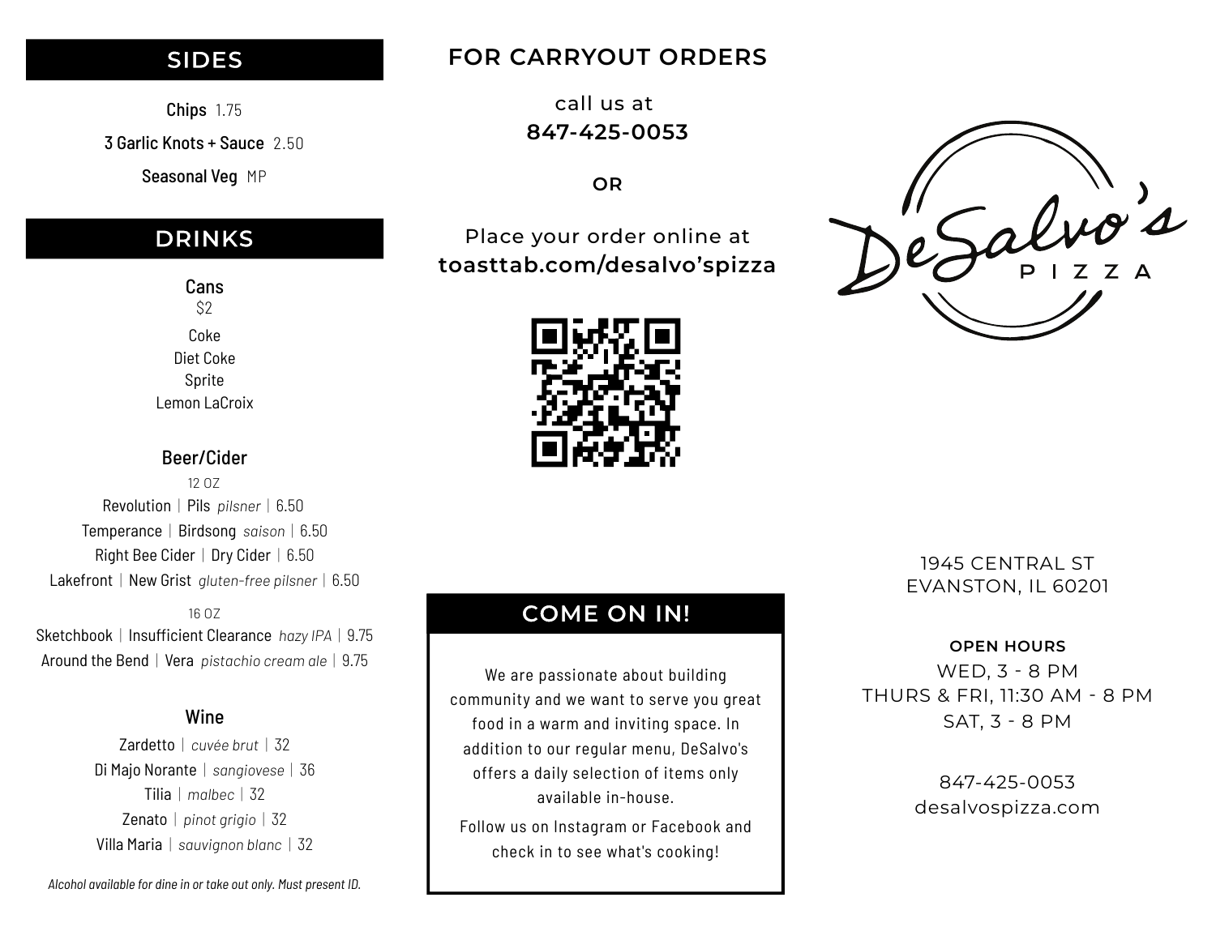## SIDES

**Chips** 1.75

**3 Garlic Knots + Sauce** 2.50

**Seasonal Veg** MP

## DRINKS

### Cans

$2

Coke
Diet Coke
Sprite
Lemon LaCroix

### Beer/Cider

12 OZ

Revolution | Pils *pilsner* | 6.50

Temperance | Birdsong *saison* | 6.50

Right Bee Cider | Dry Cider | 6.50

Lakefront | New Grist *gluten-free pilsner* | 6.50

16 OZ

Sketchbook | Insufficient Clearance *hazy IPA* | 9.75

Around the Bend | Vera *pistachio cream ale* | 9.75

### Wine

Zardetto | *cuvée brut* | 32

Di Majo Norante | *sangiovese* | 36

Tilia | *malbec* | 32

Zenato | *pinot grigio* | 32

Villa Maria | *sauvignon blanc* | 32

*Alcohol available for dine in or take out only. Must present ID.*

## FOR CARRYOUT ORDERS

call us at
**847-425-0053**

**OR**

Place your order online at
**toasttab.com/desalvo'spizza**

## COME ON IN!

We are passionate about building community and we want to serve you great food in a warm and inviting space. In addition to our regular menu, DeSalvo's offers a daily selection of items only available in-house.

Follow us on Instagram or Facebook and check in to see what's cooking!

# DeSalvo's PIZZA

1945 CENTRAL ST
EVANSTON, IL 60201

**OPEN HOURS**

WED, 3 - 8 PM
THURS & FRI, 11:30 AM - 8 PM
SAT, 3 - 8 PM

847-425-0053
desalvospizza.com